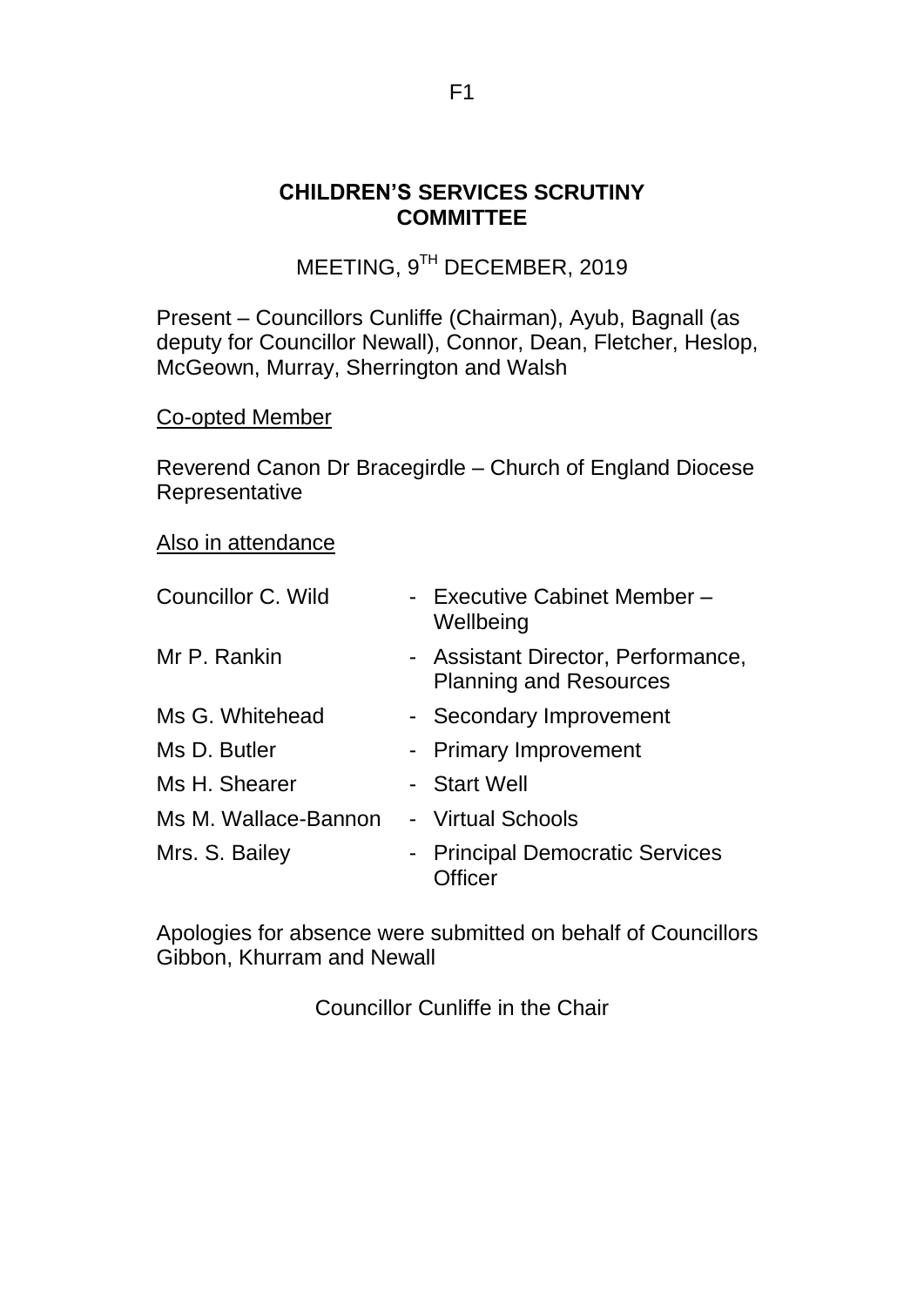# CHILDREN'S SERVICES SCRUTINY COMMITTEE

MEETING, 9TH DECEMBER, 2019

Present – Councillors Cunliffe (Chairman), Ayub, Bagnall (as deputy for Councillor Newall), Connor, Dean, Fletcher, Heslop, McGeown, Murray, Sherrington and Walsh

Co-opted Member

Reverend Canon Dr Bracegirdle – Church of England Diocese Representative

Also in attendance

| | |
|---|---|
| Councillor C. Wild | - Executive Cabinet Member – Wellbeing |
| Mr P. Rankin | - Assistant Director, Performance, Planning and Resources |
| Ms G. Whitehead | - Secondary Improvement |
| Ms D. Butler | - Primary Improvement |
| Ms H. Shearer | - Start Well |
| Ms M. Wallace-Bannon | - Virtual Schools |
| Mrs. S. Bailey | - Principal Democratic Services Officer |

Apologies for absence were submitted on behalf of Councillors Gibbon, Khurram and Newall

Councillor Cunliffe in the Chair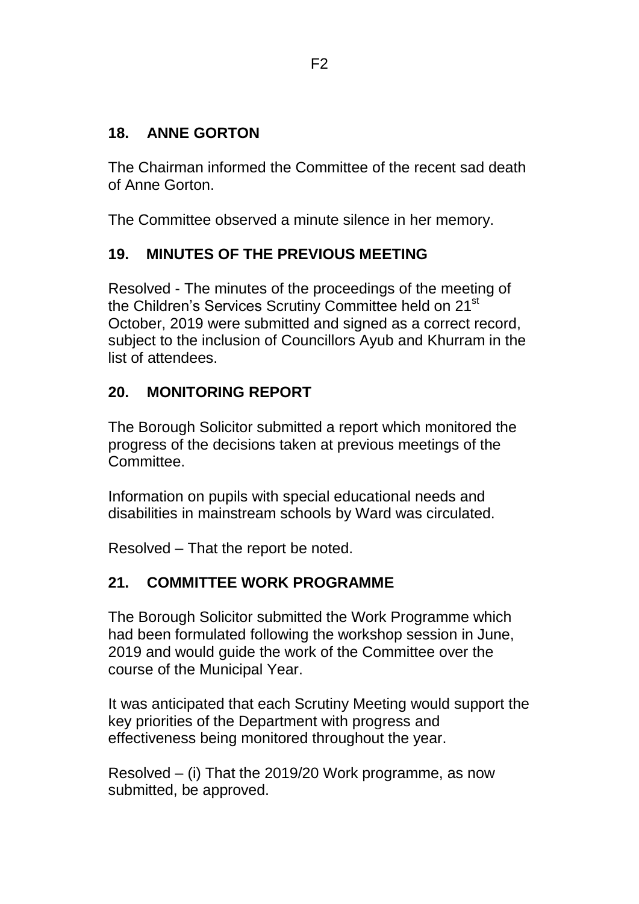## 18. ANNE GORTON

The Chairman informed the Committee of the recent sad death of Anne Gorton.

The Committee observed a minute silence in her memory.

## 19. MINUTES OF THE PREVIOUS MEETING

Resolved - The minutes of the proceedings of the meeting of the Children's Services Scrutiny Committee held on 21st October, 2019 were submitted and signed as a correct record, subject to the inclusion of Councillors Ayub and Khurram in the list of attendees.

## 20. MONITORING REPORT

The Borough Solicitor submitted a report which monitored the progress of the decisions taken at previous meetings of the Committee.

Information on pupils with special educational needs and disabilities in mainstream schools by Ward was circulated.

Resolved – That the report be noted.

## 21. COMMITTEE WORK PROGRAMME

The Borough Solicitor submitted the Work Programme which had been formulated following the workshop session in June, 2019 and would guide the work of the Committee over the course of the Municipal Year.

It was anticipated that each Scrutiny Meeting would support the key priorities of the Department with progress and effectiveness being monitored throughout the year.

Resolved – (i) That the 2019/20 Work programme, as now submitted, be approved.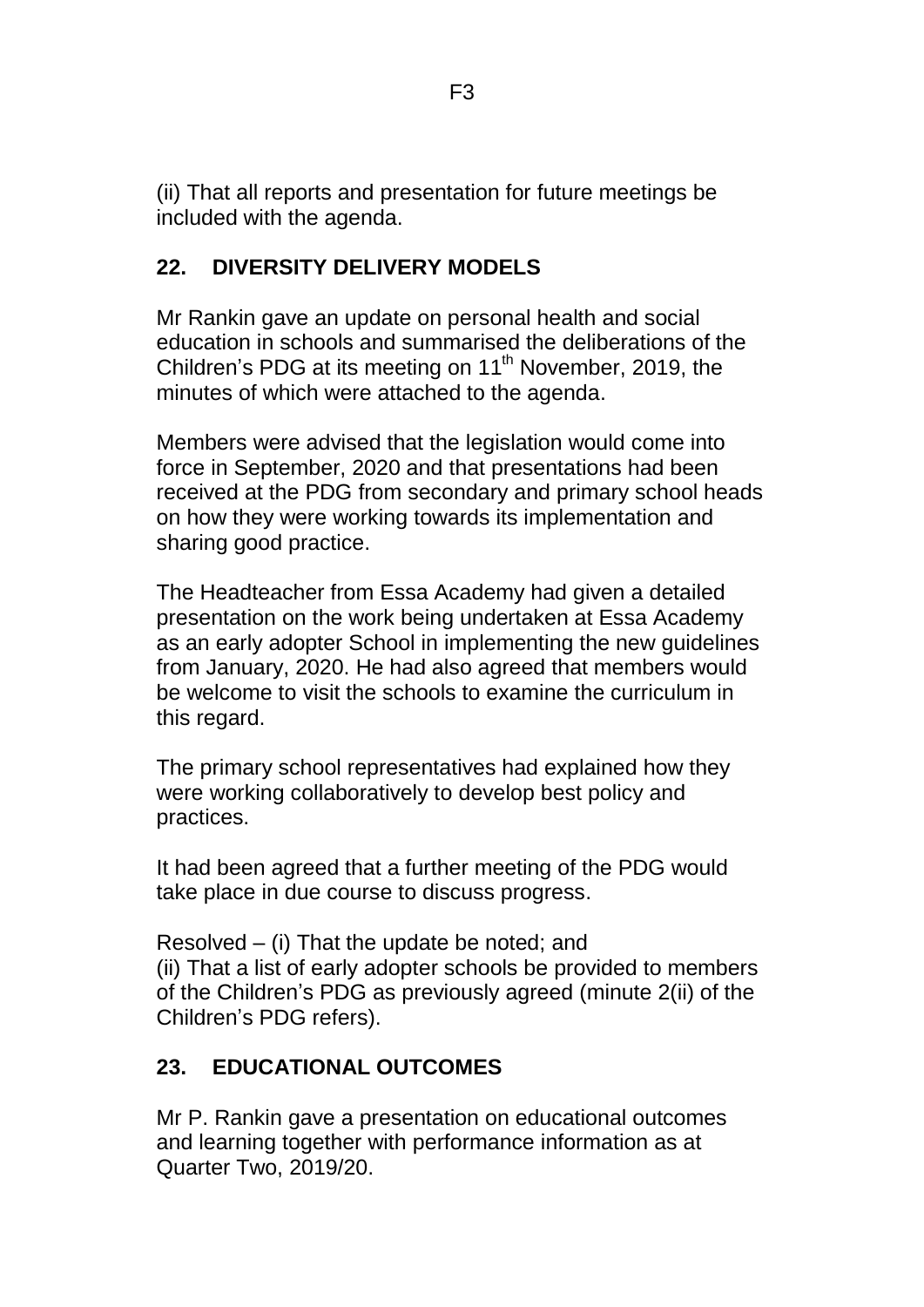(ii) That all reports and presentation for future meetings be included with the agenda.

## 22. DIVERSITY DELIVERY MODELS

Mr Rankin gave an update on personal health and social education in schools and summarised the deliberations of the Children's PDG at its meeting on 11th November, 2019, the minutes of which were attached to the agenda.

Members were advised that the legislation would come into force in September, 2020 and that presentations had been received at the PDG from secondary and primary school heads on how they were working towards its implementation and sharing good practice.

The Headteacher from Essa Academy had given a detailed presentation on the work being undertaken at Essa Academy as an early adopter School in implementing the new guidelines from January, 2020. He had also agreed that members would be welcome to visit the schools to examine the curriculum in this regard.

The primary school representatives had explained how they were working collaboratively to develop best policy and practices.

It had been agreed that a further meeting of the PDG would take place in due course to discuss progress.

Resolved – (i) That the update be noted; and
(ii) That a list of early adopter schools be provided to members of the Children's PDG as previously agreed (minute 2(ii) of the Children's PDG refers).

## 23. EDUCATIONAL OUTCOMES

Mr P. Rankin gave a presentation on educational outcomes and learning together with performance information as at Quarter Two, 2019/20.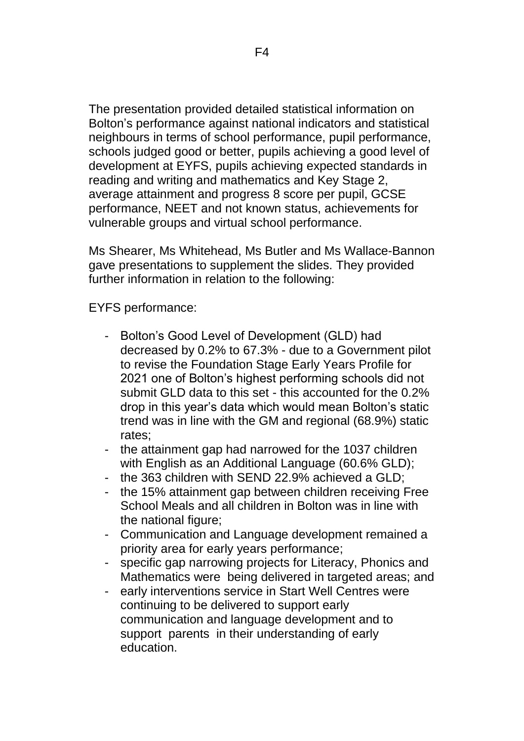The presentation provided detailed statistical information on Bolton's performance against national indicators and statistical neighbours in terms of school performance, pupil performance, schools judged good or better, pupils achieving a good level of development at EYFS, pupils achieving expected standards in reading and writing and mathematics and Key Stage 2, average attainment and progress 8 score per pupil, GCSE performance, NEET and not known status, achievements for vulnerable groups and virtual school performance.

Ms Shearer, Ms Whitehead, Ms Butler and Ms Wallace-Bannon gave presentations to supplement the slides. They provided further information in relation to the following:

EYFS performance:

- Bolton's Good Level of Development (GLD) had decreased by 0.2% to 67.3% - due to a Government pilot to revise the Foundation Stage Early Years Profile for 2021 one of Bolton's highest performing schools did not submit GLD data to this set - this accounted for the 0.2% drop in this year's data which would mean Bolton's static trend was in line with the GM and regional (68.9%) static rates;
- the attainment gap had narrowed for the 1037 children with English as an Additional Language (60.6% GLD);
- the 363 children with SEND 22.9% achieved a GLD;
- the 15% attainment gap between children receiving Free School Meals and all children in Bolton was in line with the national figure;
- Communication and Language development remained a priority area for early years performance;
- specific gap narrowing projects for Literacy, Phonics and Mathematics were being delivered in targeted areas; and
- early interventions service in Start Well Centres were continuing to be delivered to support early communication and language development and to support parents in their understanding of early education.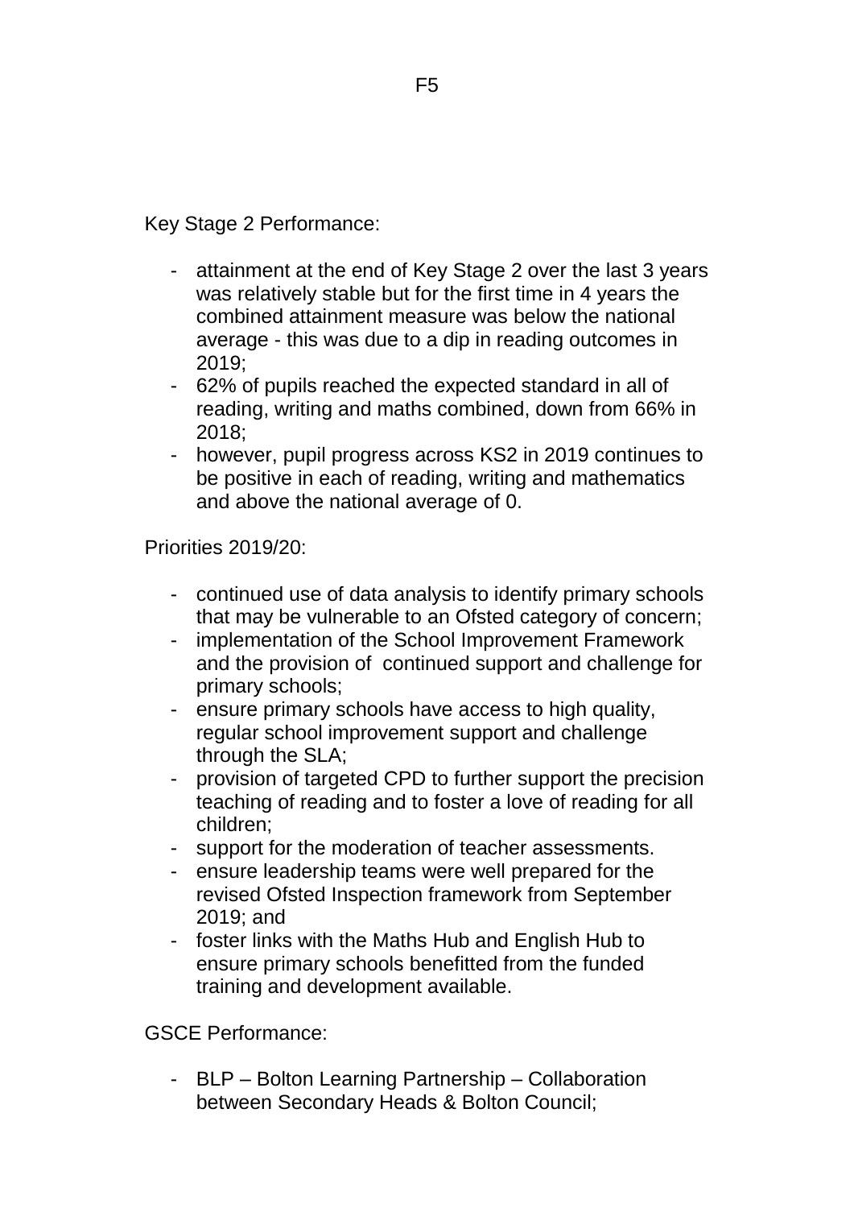Key Stage 2 Performance:

- attainment at the end of Key Stage 2 over the last 3 years was relatively stable but for the first time in 4 years the combined attainment measure was below the national average - this was due to a dip in reading outcomes in 2019;
- 62% of pupils reached the expected standard in all of reading, writing and maths combined, down from 66% in 2018;
- however, pupil progress across KS2 in 2019 continues to be positive in each of reading, writing and mathematics and above the national average of 0.

Priorities 2019/20:

- continued use of data analysis to identify primary schools that may be vulnerable to an Ofsted category of concern;
- implementation of the School Improvement Framework and the provision of continued support and challenge for primary schools;
- ensure primary schools have access to high quality, regular school improvement support and challenge through the SLA;
- provision of targeted CPD to further support the precision teaching of reading and to foster a love of reading for all children;
- support for the moderation of teacher assessments.
- ensure leadership teams were well prepared for the revised Ofsted Inspection framework from September 2019; and
- foster links with the Maths Hub and English Hub to ensure primary schools benefitted from the funded training and development available.

GSCE Performance:

- BLP – Bolton Learning Partnership – Collaboration between Secondary Heads & Bolton Council;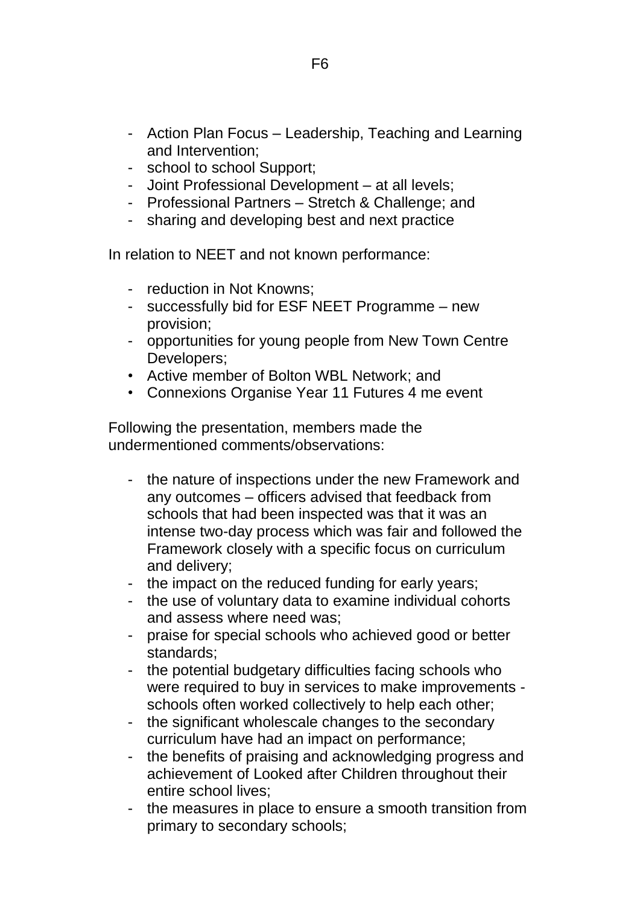- Action Plan Focus – Leadership, Teaching and Learning and Intervention;
- school to school Support;
- Joint Professional Development – at all levels;
- Professional Partners – Stretch & Challenge; and
- sharing and developing best and next practice

In relation to NEET and not known performance:

- reduction in Not Knowns;
- successfully bid for ESF NEET Programme – new provision;
- opportunities for young people from New Town Centre Developers;
- Active member of Bolton WBL Network; and
- Connexions Organise Year 11 Futures 4 me event

Following the presentation, members made the undermentioned comments/observations:

- the nature of inspections under the new Framework and any outcomes – officers advised that feedback from schools that had been inspected was that it was an intense two-day process which was fair and followed the Framework closely with a specific focus on curriculum and delivery;
- the impact on the reduced funding for early years;
- the use of voluntary data to examine individual cohorts and assess where need was;
- praise for special schools who achieved good or better standards;
- the potential budgetary difficulties facing schools who were required to buy in services to make improvements - schools often worked collectively to help each other;
- the significant wholescale changes to the secondary curriculum have had an impact on performance;
- the benefits of praising and acknowledging progress and achievement of Looked after Children throughout their entire school lives;
- the measures in place to ensure a smooth transition from primary to secondary schools;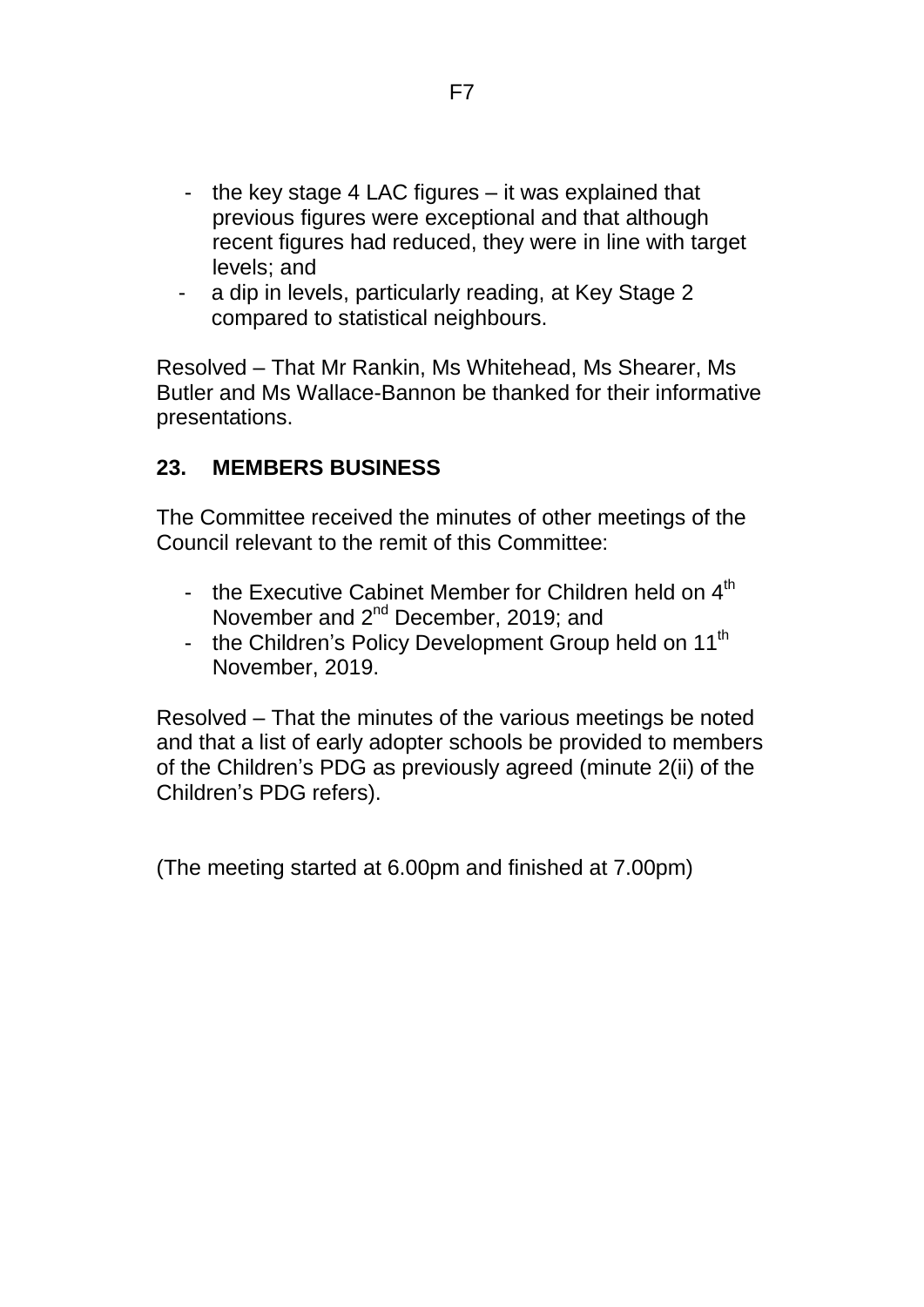- the key stage 4 LAC figures – it was explained that previous figures were exceptional and that although recent figures had reduced, they were in line with target levels; and
- a dip in levels, particularly reading, at Key Stage 2 compared to statistical neighbours.

Resolved – That Mr Rankin, Ms Whitehead, Ms Shearer, Ms Butler and Ms Wallace-Bannon be thanked for their informative presentations.

## 23. MEMBERS BUSINESS

The Committee received the minutes of other meetings of the Council relevant to the remit of this Committee:

- the Executive Cabinet Member for Children held on 4th November and 2nd December, 2019; and
- the Children's Policy Development Group held on 11th November, 2019.

Resolved – That the minutes of the various meetings be noted and that a list of early adopter schools be provided to members of the Children's PDG as previously agreed (minute 2(ii) of the Children's PDG refers).

(The meeting started at 6.00pm and finished at 7.00pm)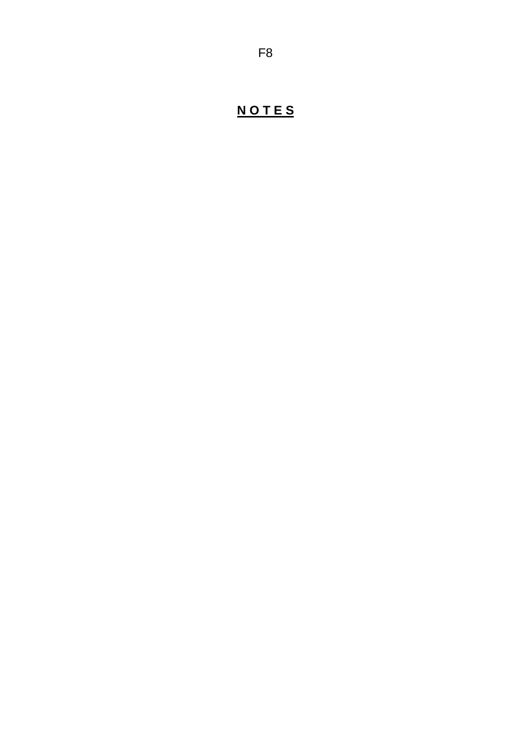**N O T E S**